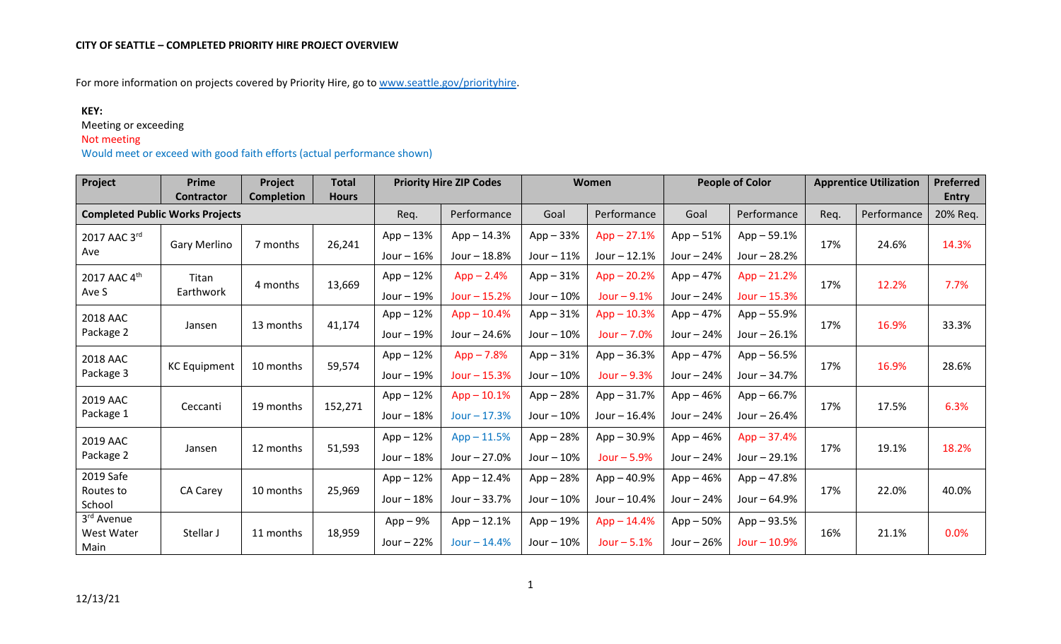**CITY OF SEATTLE – COMPLETED PRIORITY HIRE PROJECT OVERVIEW**

For more information on projects covered by Priority Hire, go to [www.seattle.gov/priorityhire](http://www.seattle.gov/priorityhire).

**KEY:**
Meeting or exceeding
Not meeting
Would meet or exceed with good faith efforts (actual performance shown)

| Project | Prime Contractor | Project Completion | Total Hours | Priority Hire ZIP Codes | | Women | | People of Color | | Apprentice Utilization | | Preferred Entry |
|---|---|---|---|---|---|---|---|---|---|---|---|---|
| **Completed Public Works Projects** | | | | Req. | Performance | Goal | Performance | Goal | Performance | Req. | Performance | 20% Req. |
| 2017 AAC 3rd Ave | Gary Merlino | 7 months | 26,241 | App – 13%<br>Jour – 16% | App – 14.3%<br>Jour – 18.8% | App – 33%<br>Jour – 11% | App – 27.1%<br>Jour – 12.1% | App – 51%<br>Jour – 24% | App – 59.1%<br>Jour – 28.2% | 17% | 24.6% | 14.3% |
| 2017 AAC 4th Ave S | Titan Earthwork | 4 months | 13,669 | App – 12%<br>Jour – 19% | App – 2.4%<br>Jour – 15.2% | App – 31%<br>Jour – 10% | App – 20.2%<br>Jour – 9.1% | App – 47%<br>Jour – 24% | App – 21.2%<br>Jour – 15.3% | 17% | 12.2% | 7.7% |
| 2018 AAC Package 2 | Jansen | 13 months | 41,174 | App – 12%<br>Jour – 19% | App – 10.4%<br>Jour – 24.6% | App – 31%<br>Jour – 10% | App – 10.3%<br>Jour – 7.0% | App – 47%<br>Jour – 24% | App – 55.9%<br>Jour – 26.1% | 17% | 16.9% | 33.3% |
| 2018 AAC Package 3 | KC Equipment | 10 months | 59,574 | App – 12%<br>Jour – 19% | App – 7.8%<br>Jour – 15.3% | App – 31%<br>Jour – 10% | App – 36.3%<br>Jour – 9.3% | App – 47%<br>Jour – 24% | App – 56.5%<br>Jour – 34.7% | 17% | 16.9% | 28.6% |
| 2019 AAC Package 1 | Ceccanti | 19 months | 152,271 | App – 12%<br>Jour – 18% | App – 10.1%<br>Jour – 17.3% | App – 28%<br>Jour – 10% | App – 31.7%<br>Jour – 16.4% | App – 46%<br>Jour – 24% | App – 66.7%<br>Jour – 26.4% | 17% | 17.5% | 6.3% |
| 2019 AAC Package 2 | Jansen | 12 months | 51,593 | App – 12%<br>Jour – 18% | App – 11.5%<br>Jour – 27.0% | App – 28%<br>Jour – 10% | App – 30.9%<br>Jour – 5.9% | App – 46%<br>Jour – 24% | App – 37.4%<br>Jour – 29.1% | 17% | 19.1% | 18.2% |
| 2019 Safe Routes to School | CA Carey | 10 months | 25,969 | App – 12%<br>Jour – 18% | App – 12.4%<br>Jour – 33.7% | App – 28%<br>Jour – 10% | App – 40.9%<br>Jour – 10.4% | App – 46%<br>Jour – 24% | App – 47.8%<br>Jour – 64.9% | 17% | 22.0% | 40.0% |
| 3rd Avenue West Water Main | Stellar J | 11 months | 18,959 | App – 9%<br>Jour – 22% | App – 12.1%<br>Jour – 14.4% | App – 19%<br>Jour – 10% | App – 14.4%<br>Jour – 5.1% | App – 50%<br>Jour – 26% | App – 93.5%<br>Jour – 10.9% | 16% | 21.1% | 0.0% |

12/13/21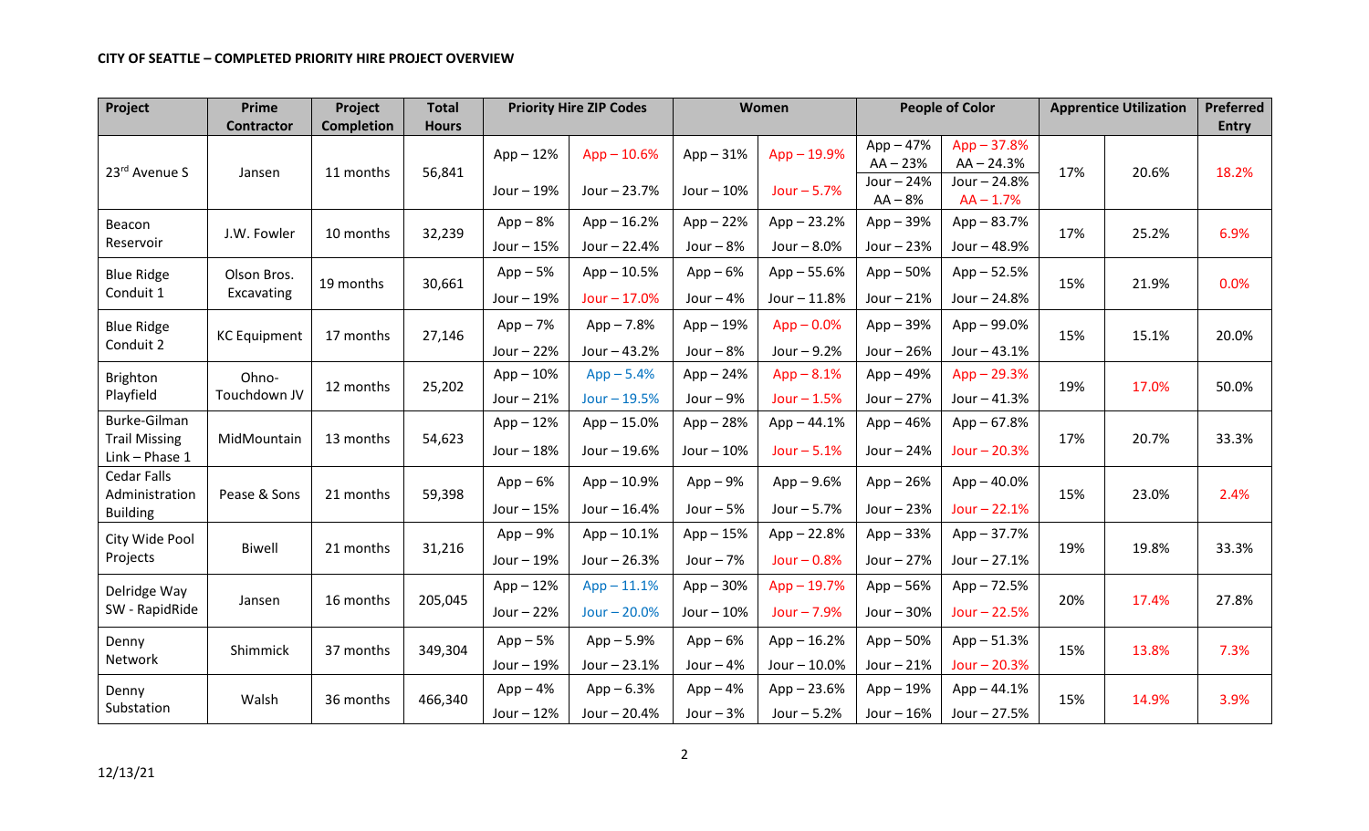**CITY OF SEATTLE – COMPLETED PRIORITY HIRE PROJECT OVERVIEW**

| Project | Prime Contractor | Project Completion | Total Hours | Priority Hire ZIP Codes | | Women | | People of Color | | Apprentice Utilization | | Preferred Entry |
|---|---|---|---|---|---|---|---|---|---|---|---|---|
| 23rd Avenue S | Jansen | 11 months | 56,841 | App – 12%<br>Jour – 19% | App – 10.6%<br>Jour – 23.7% | App – 31%<br>Jour – 10% | App – 19.9%<br>Jour – 5.7% | App – 47%<br>AA – 23%<br>Jour – 24%<br>AA – 8% | App – 37.8%<br>AA – 24.3%<br>Jour – 24.8%<br>AA – 1.7% | 17% | 20.6% | 18.2% |
| Beacon Reservoir | J.W. Fowler | 10 months | 32,239 | App – 8%<br>Jour – 15% | App – 16.2%<br>Jour – 22.4% | App – 22%<br>Jour – 8% | App – 23.2%<br>Jour – 8.0% | App – 39%<br>Jour – 23% | App – 83.7%<br>Jour – 48.9% | 17% | 25.2% | 6.9% |
| Blue Ridge Conduit 1 | Olson Bros. Excavating | 19 months | 30,661 | App – 5%<br>Jour – 19% | App – 10.5%<br>Jour – 17.0% | App – 6%<br>Jour – 4% | App – 55.6%<br>Jour – 11.8% | App – 50%<br>Jour – 21% | App – 52.5%<br>Jour – 24.8% | 15% | 21.9% | 0.0% |
| Blue Ridge Conduit 2 | KC Equipment | 17 months | 27,146 | App – 7%<br>Jour – 22% | App – 7.8%<br>Jour – 43.2% | App – 19%<br>Jour – 8% | App – 0.0%<br>Jour – 9.2% | App – 39%<br>Jour – 26% | App – 99.0%<br>Jour – 43.1% | 15% | 15.1% | 20.0% |
| Brighton Playfield | Ohno-Touchdown JV | 12 months | 25,202 | App – 10%<br>Jour – 21% | App – 5.4%<br>Jour – 19.5% | App – 24%<br>Jour – 9% | App – 8.1%<br>Jour – 1.5% | App – 49%<br>Jour – 27% | App – 29.3%<br>Jour – 41.3% | 19% | 17.0% | 50.0% |
| Burke-Gilman Trail Missing Link – Phase 1 | MidMountain | 13 months | 54,623 | App – 12%<br>Jour – 18% | App – 15.0%<br>Jour – 19.6% | App – 28%<br>Jour – 10% | App – 44.1%<br>Jour – 5.1% | App – 46%<br>Jour – 24% | App – 67.8%<br>Jour – 20.3% | 17% | 20.7% | 33.3% |
| Cedar Falls Administration Building | Pease & Sons | 21 months | 59,398 | App – 6%<br>Jour – 15% | App – 10.9%<br>Jour – 16.4% | App – 9%<br>Jour – 5% | App – 9.6%<br>Jour – 5.7% | App – 26%<br>Jour – 23% | App – 40.0%<br>Jour – 22.1% | 15% | 23.0% | 2.4% |
| City Wide Pool Projects | Biwell | 21 months | 31,216 | App – 9%<br>Jour – 19% | App – 10.1%<br>Jour – 26.3% | App – 15%<br>Jour – 7% | App – 22.8%<br>Jour – 0.8% | App – 33%<br>Jour – 27% | App – 37.7%<br>Jour – 27.1% | 19% | 19.8% | 33.3% |
| Delridge Way SW - RapidRide | Jansen | 16 months | 205,045 | App – 12%<br>Jour – 22% | App – 11.1%<br>Jour – 20.0% | App – 30%<br>Jour – 10% | App – 19.7%<br>Jour – 7.9% | App – 56%<br>Jour – 30% | App – 72.5%<br>Jour – 22.5% | 20% | 17.4% | 27.8% |
| Denny Network | Shimmick | 37 months | 349,304 | App – 5%<br>Jour – 19% | App – 5.9%<br>Jour – 23.1% | App – 6%<br>Jour – 4% | App – 16.2%<br>Jour – 10.0% | App – 50%<br>Jour – 21% | App – 51.3%<br>Jour – 20.3% | 15% | 13.8% | 7.3% |
| Denny Substation | Walsh | 36 months | 466,340 | App – 4%<br>Jour – 12% | App – 6.3%<br>Jour – 20.4% | App – 4%<br>Jour – 3% | App – 23.6%<br>Jour – 5.2% | App – 19%<br>Jour – 16% | App – 44.1%<br>Jour – 27.5% | 15% | 14.9% | 3.9% |

12/13/21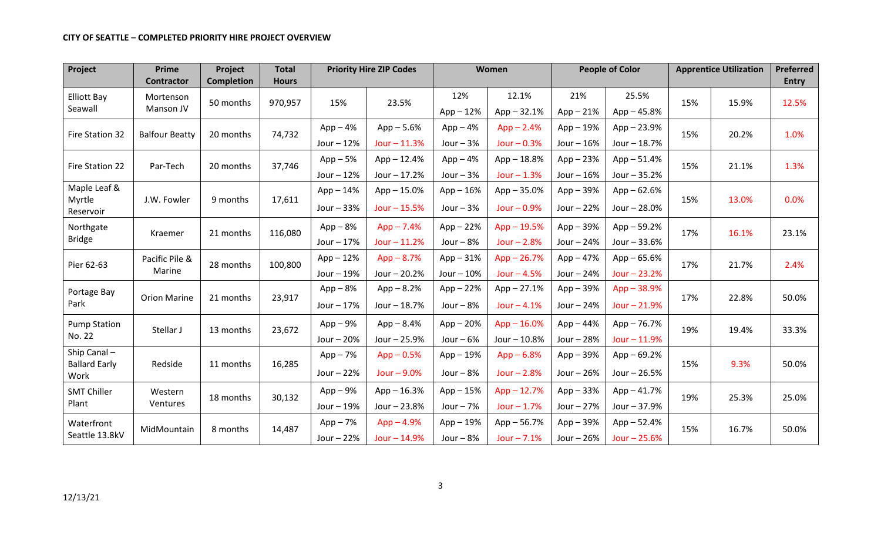**CITY OF SEATTLE – COMPLETED PRIORITY HIRE PROJECT OVERVIEW**

| Project | Prime Contractor | Project Completion | Total Hours | Priority Hire ZIP Codes | | Women | | People of Color | | Apprentice Utilization | | Preferred Entry |
|---|---|---|---|---|---|---|---|---|---|---|---|---|
| Elliott Bay Seawall | Mortenson Manson JV | 50 months | 970,957 | 15% | 23.5% | 12%<br>App – 12% | 12.1%<br>App – 32.1% | 21%<br>App – 21% | 25.5%<br>App – 45.8% | 15% | 15.9% | 12.5% |
| Fire Station 32 | Balfour Beatty | 20 months | 74,732 | App – 4%<br>Jour – 12% | App – 5.6%<br>Jour – 11.3% | App – 4%<br>Jour – 3% | App – 2.4%<br>Jour – 0.3% | App – 19%<br>Jour – 16% | App – 23.9%<br>Jour – 18.7% | 15% | 20.2% | 1.0% |
| Fire Station 22 | Par-Tech | 20 months | 37,746 | App – 5%<br>Jour – 12% | App – 12.4%<br>Jour – 17.2% | App – 4%<br>Jour – 3% | App – 18.8%<br>Jour – 1.3% | App – 23%<br>Jour – 16% | App – 51.4%<br>Jour – 35.2% | 15% | 21.1% | 1.3% |
| Maple Leaf & Myrtle Reservoir | J.W. Fowler | 9 months | 17,611 | App – 14%<br>Jour – 33% | App – 15.0%<br>Jour – 15.5% | App – 16%<br>Jour – 3% | App – 35.0%<br>Jour – 0.9% | App – 39%<br>Jour – 22% | App – 62.6%<br>Jour – 28.0% | 15% | 13.0% | 0.0% |
| Northgate Bridge | Kraemer | 21 months | 116,080 | App – 8%<br>Jour – 17% | App – 7.4%<br>Jour – 11.2% | App – 22%<br>Jour – 8% | App – 19.5%<br>Jour – 2.8% | App – 39%<br>Jour – 24% | App – 59.2%<br>Jour – 33.6% | 17% | 16.1% | 23.1% |
| Pier 62-63 | Pacific Pile & Marine | 28 months | 100,800 | App – 12%<br>Jour – 19% | App – 8.7%<br>Jour – 20.2% | App – 31%<br>Jour – 10% | App – 26.7%<br>Jour – 4.5% | App – 47%<br>Jour – 24% | App – 65.6%<br>Jour – 23.2% | 17% | 21.7% | 2.4% |
| Portage Bay Park | Orion Marine | 21 months | 23,917 | App – 8%<br>Jour – 17% | App – 8.2%<br>Jour – 18.7% | App – 22%<br>Jour – 8% | App – 27.1%<br>Jour – 4.1% | App – 39%<br>Jour – 24% | App – 38.9%<br>Jour – 21.9% | 17% | 22.8% | 50.0% |
| Pump Station No. 22 | Stellar J | 13 months | 23,672 | App – 9%<br>Jour – 20% | App – 8.4%<br>Jour – 25.9% | App – 20%<br>Jour – 6% | App – 16.0%<br>Jour – 10.8% | App – 44%<br>Jour – 28% | App – 76.7%<br>Jour – 11.9% | 19% | 19.4% | 33.3% |
| Ship Canal – Ballard Early Work | Redside | 11 months | 16,285 | App – 7%<br>Jour – 22% | App – 0.5%<br>Jour – 9.0% | App – 19%<br>Jour – 8% | App – 6.8%<br>Jour – 2.8% | App – 39%<br>Jour – 26% | App – 69.2%<br>Jour – 26.5% | 15% | 9.3% | 50.0% |
| SMT Chiller Plant | Western Ventures | 18 months | 30,132 | App – 9%<br>Jour – 19% | App – 16.3%<br>Jour – 23.8% | App – 15%<br>Jour – 7% | App – 12.7%<br>Jour – 1.7% | App – 33%<br>Jour – 27% | App – 41.7%<br>Jour – 37.9% | 19% | 25.3% | 25.0% |
| Waterfront Seattle 13.8kV | MidMountain | 8 months | 14,487 | App – 7%<br>Jour – 22% | App – 4.9%<br>Jour – 14.9% | App – 19%<br>Jour – 8% | App – 56.7%<br>Jour – 7.1% | App – 39%<br>Jour – 26% | App – 52.4%<br>Jour – 25.6% | 15% | 16.7% | 50.0% |

12/13/21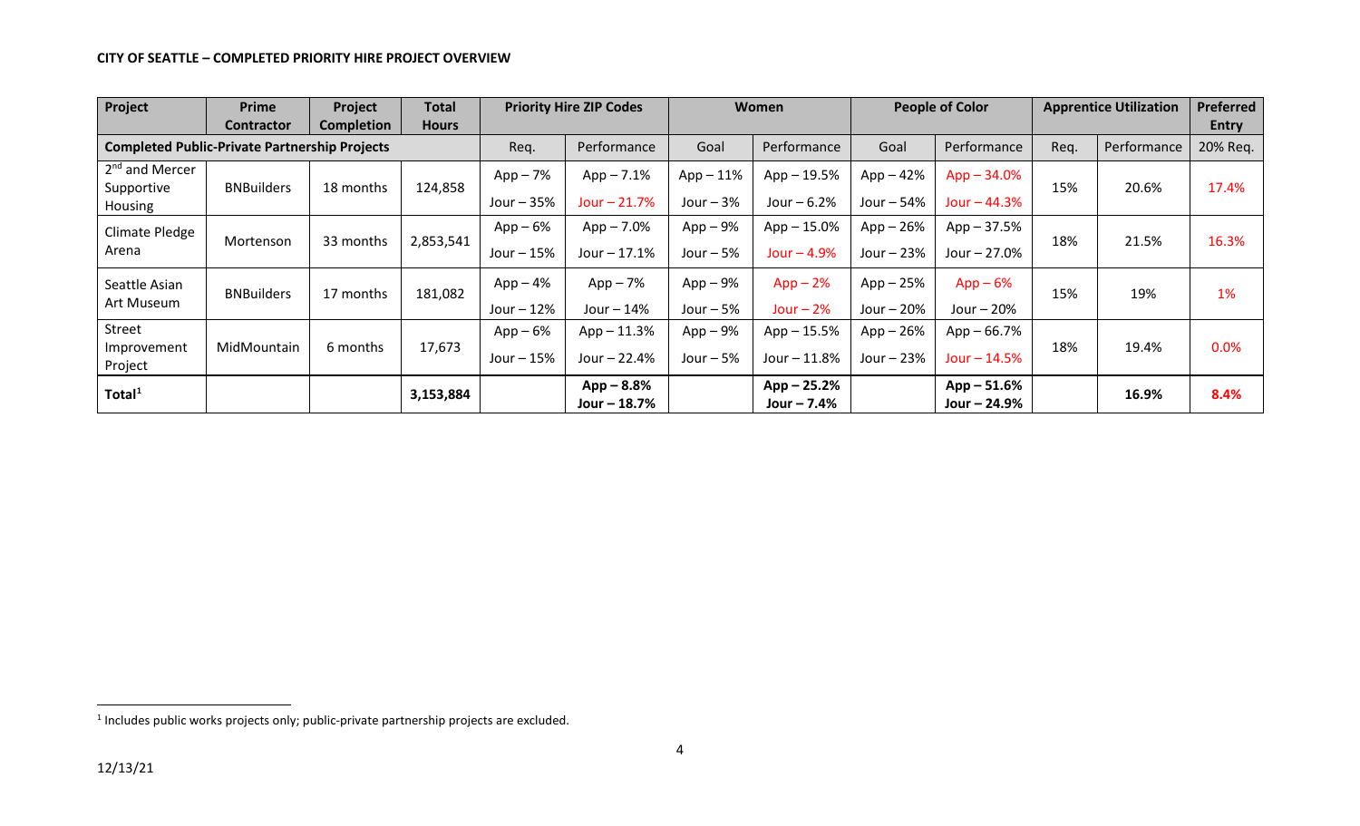**CITY OF SEATTLE – COMPLETED PRIORITY HIRE PROJECT OVERVIEW**

| Project | Prime Contractor | Project Completion | Total Hours | Priority Hire ZIP Codes | | Women | | People of Color | | Apprentice Utilization | | Preferred Entry |
|---|---|---|---|---|---|---|---|---|---|---|---|---|
| **Completed Public-Private Partnership Projects** | | | | Req. | Performance | Goal | Performance | Goal | Performance | Req. | Performance | 20% Req. |
| 2nd and Mercer Supportive Housing | BNBuilders | 18 months | 124,858 | App – 7%<br>Jour – 35% | App – 7.1%<br>Jour – 21.7% | App – 11%<br>Jour – 3% | App – 19.5%<br>Jour – 6.2% | App – 42%<br>Jour – 54% | App – 34.0%<br>Jour – 44.3% | 15% | 20.6% | 17.4% |
| Climate Pledge Arena | Mortenson | 33 months | 2,853,541 | App – 6%<br>Jour – 15% | App – 7.0%<br>Jour – 17.1% | App – 9%<br>Jour – 5% | App – 15.0%<br>Jour – 4.9% | App – 26%<br>Jour – 23% | App – 37.5%<br>Jour – 27.0% | 18% | 21.5% | 16.3% |
| Seattle Asian Art Museum | BNBuilders | 17 months | 181,082 | App – 4%<br>Jour – 12% | App – 7%<br>Jour – 14% | App – 9%<br>Jour – 5% | App – 2%<br>Jour – 2% | App – 25%<br>Jour – 20% | App – 6%<br>Jour – 20% | 15% | 19% | 1% |
| Street Improvement Project | MidMountain | 6 months | 17,673 | App – 6%<br>Jour – 15% | App – 11.3%<br>Jour – 22.4% | App – 9%<br>Jour – 5% | App – 15.5%<br>Jour – 11.8% | App – 26%<br>Jour – 23% | App – 66.7%<br>Jour – 14.5% | 18% | 19.4% | 0.0% |
| **Total**[1] | | | **3,153,884** | | **App – 8.8%**<br>**Jour – 18.7%** | | **App – 25.2%**<br>**Jour – 7.4%** | | **App – 51.6%**<br>**Jour – 24.9%** | | **16.9%** | **8.4%** |

[1] Includes public works projects only; public-private partnership projects are excluded.

12/13/21